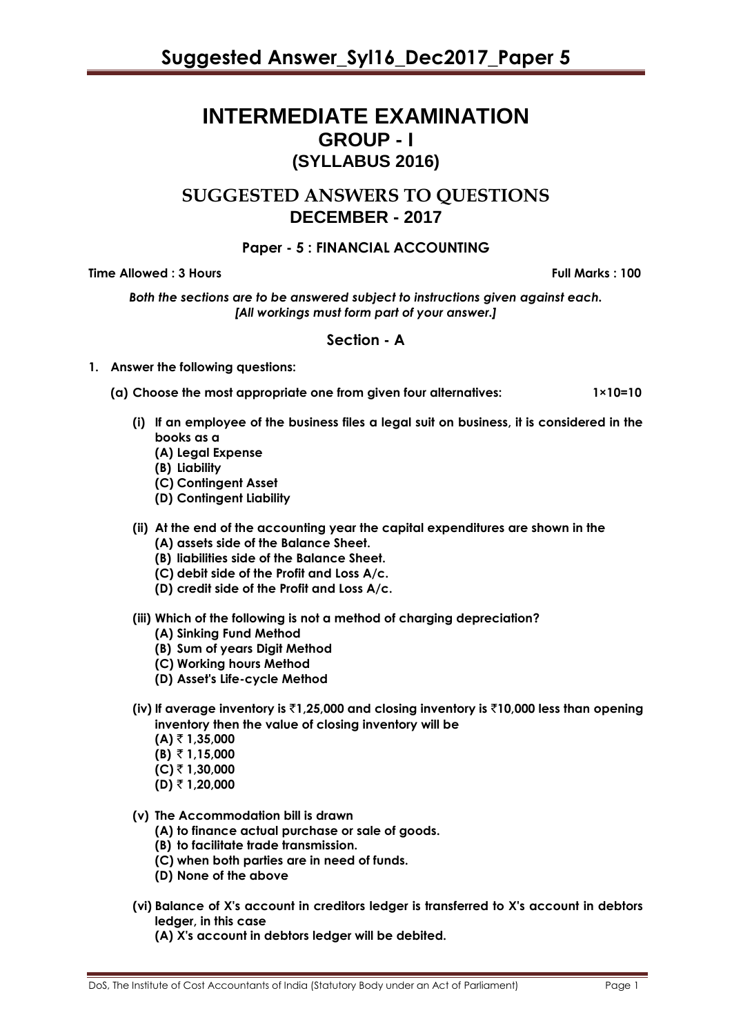# INTERMEDIATE EXAMINATION

## GROUP - I

## (SYLLABUS 2016)

## SUGGESTED ANSWERS TO QUESTIONS

## DECEMBER - 2017

### Paper - 5 : FINANCIAL ACCOUNTING

**Time Allowed : 3 Hours** **Full Marks : 100**

***Both the sections are to be answered subject to instructions given against each.***
***[All workings must form part of your answer.]***

### Section - A

**1. Answer the following questions:**

**(a) Choose the most appropriate one from given four alternatives: 1×10=10**

**(i) If an employee of the business files a legal suit on business, it is considered in the books as a**
  - **(A) Legal Expense**
  - **(B) Liability**
  - **(C) Contingent Asset**
  - **(D) Contingent Liability**

**(ii) At the end of the accounting year the capital expenditures are shown in the**
  - **(A) assets side of the Balance Sheet.**
  - **(B) liabilities side of the Balance Sheet.**
  - **(C) debit side of the Profit and Loss A/c.**
  - **(D) credit side of the Profit and Loss A/c.**

**(iii) Which of the following is not a method of charging depreciation?**
  - **(A) Sinking Fund Method**
  - **(B) Sum of years Digit Method**
  - **(C) Working hours Method**
  - **(D) Asset's Life-cycle Method**

**(iv) If average inventory is ₹1,25,000 and closing inventory is ₹10,000 less than opening inventory then the value of closing inventory will be**
  - **(A) ₹ 1,35,000**
  - **(B) ₹ 1,15,000**
  - **(C) ₹ 1,30,000**
  - **(D) ₹ 1,20,000**

**(v) The Accommodation bill is drawn**
  - **(A) to finance actual purchase or sale of goods.**
  - **(B) to facilitate trade transmission.**
  - **(C) when both parties are in need of funds.**
  - **(D) None of the above**

**(vi) Balance of X's account in creditors ledger is transferred to X's account in debtors ledger, in this case**
  - **(A) X's account in debtors ledger will be debited.**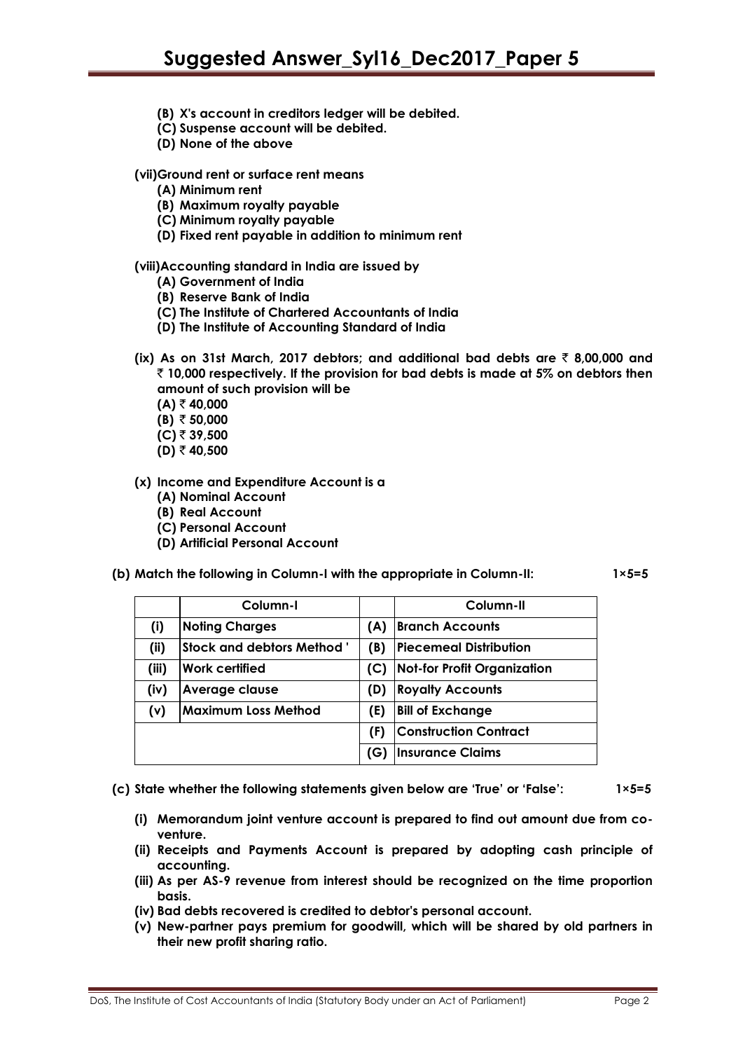**(B) X's account in creditors ledger will be debited.**

**(C) Suspense account will be debited.**

**(D) None of the above**

**(vii) Ground rent or surface rent means**

**(A) Minimum rent**

**(B) Maximum royalty payable**

**(C) Minimum royalty payable**

**(D) Fixed rent payable in addition to minimum rent**

**(viii) Accounting standard in India are issued by**

**(A) Government of India**

**(B) Reserve Bank of India**

**(C) The Institute of Chartered Accountants of India**

**(D) The Institute of Accounting Standard of India**

**(ix) As on 31st March, 2017 debtors; and additional bad debts are ₹ 8,00,000 and ₹ 10,000 respectively. If the provision for bad debts is made at 5% on debtors then amount of such provision will be**

**(A) ₹ 40,000**

**(B) ₹ 50,000**

**(C) ₹ 39,500**

**(D) ₹ 40,500**

**(x) Income and Expenditure Account is a**

**(A) Nominal Account**

**(B) Real Account**

**(C) Personal Account**

**(D) Artificial Personal Account**

**(b) Match the following in Column-I with the appropriate in Column-II: 1×5=5**

| | Column-I | | Column-II |
|---|---|---|---|
| (i) | Noting Charges | (A) | Branch Accounts |
| (ii) | Stock and debtors Method ' | (B) | Piecemeal Distribution |
| (iii) | Work certified | (C) | Not-for Profit Organization |
| (iv) | Average clause | (D) | Royalty Accounts |
| (v) | Maximum Loss Method | (E) | Bill of Exchange |
| | | (F) | Construction Contract |
| | | (G) | Insurance Claims |

**(c) State whether the following statements given below are 'True' or 'False': 1×5=5**

**(i) Memorandum joint venture account is prepared to find out amount due from co-venture.**

**(ii) Receipts and Payments Account is prepared by adopting cash principle of accounting.**

**(iii) As per AS-9 revenue from interest should be recognized on the time proportion basis.**

**(iv) Bad debts recovered is credited to debtor's personal account.**

**(v) New-partner pays premium for goodwill, which will be shared by old partners in their new profit sharing ratio.**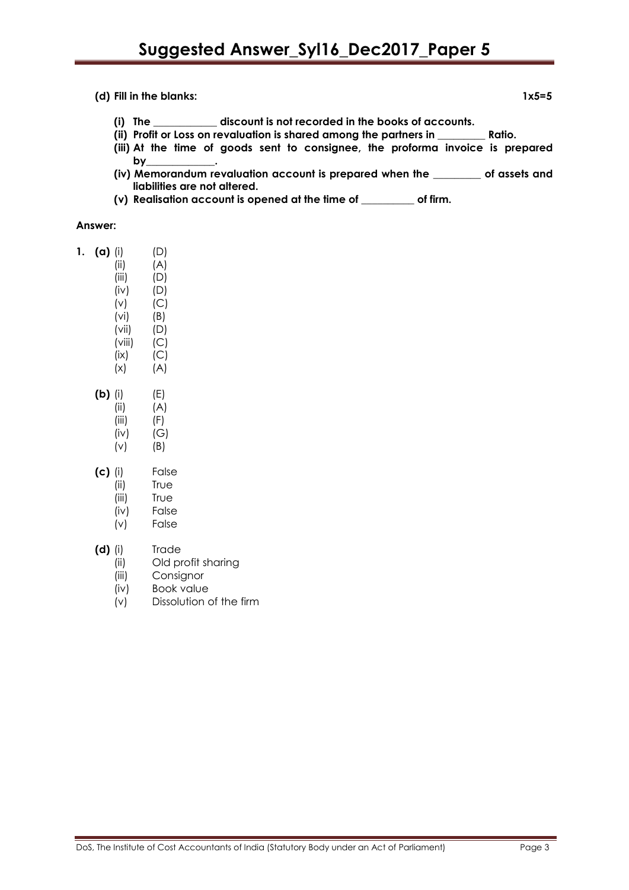**(d) Fill in the blanks:** **1x5=5**

**(i) The ____________ discount is not recorded in the books of accounts.**

**(ii) Profit or Loss on revaluation is shared among the partners in _________ Ratio.**

**(iii) At the time of goods sent to consignee, the proforma invoice is prepared by_____________.**

**(iv) Memorandum revaluation account is prepared when the _________ of assets and liabilities are not altered.**

**(v) Realisation account is opened at the time of __________ of firm.**

**Answer:**

1. **(a)**
   - (i) (D)
   - (ii) (A)
   - (iii) (D)
   - (iv) (D)
   - (v) (C)
   - (vi) (B)
   - (vii) (D)
   - (viii) (C)
   - (ix) (C)
   - (x) (A)

   **(b)**
   - (i) (E)
   - (ii) (A)
   - (iii) (F)
   - (iv) (G)
   - (v) (B)

   **(c)**
   - (i) False
   - (ii) True
   - (iii) True
   - (iv) False
   - (v) False

   **(d)**
   - (i) Trade
   - (ii) Old profit sharing
   - (iii) Consignor
   - (iv) Book value
   - (v) Dissolution of the firm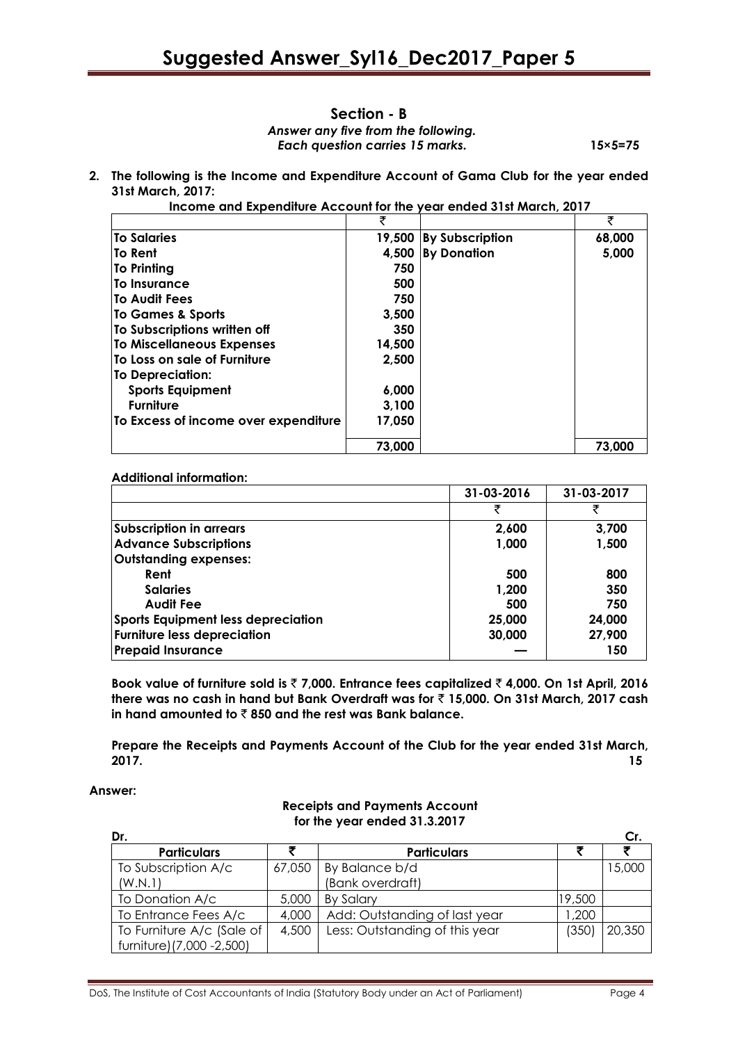## Section - B

*Answer any five from the following.*
*Each question carries 15 marks.* **15×5=75**

**2. The following is the Income and Expenditure Account of Gama Club for the year ended 31st March, 2017:**

**Income and Expenditure Account for the year ended 31st March, 2017**

| | ₹ | | ₹ |
|---|---|---|---|
| **To Salaries** | **19,500** | **By Subscription** | **68,000** |
| **To Rent** | **4,500** | **By Donation** | **5,000** |
| **To Printing** | **750** | | |
| **To Insurance** | **500** | | |
| **To Audit Fees** | **750** | | |
| **To Games & Sports** | **3,500** | | |
| **To Subscriptions written off** | **350** | | |
| **To Miscellaneous Expenses** | **14,500** | | |
| **To Loss on sale of Furniture** | **2,500** | | |
| **To Depreciation:** | | | |
| **Sports Equipment** | **6,000** | | |
| **Furniture** | **3,100** | | |
| **To Excess of income over expenditure** | **17,050** | | |
| | **73,000** | | **73,000** |

**Additional information:**

| | 31-03-2016 | 31-03-2017 |
|---|---|---|
| | ₹ | ₹ |
| **Subscription in arrears** | **2,600** | **3,700** |
| **Advance Subscriptions** | **1,000** | **1,500** |
| **Outstanding expenses:** | | |
| **Rent** | **500** | **800** |
| **Salaries** | **1,200** | **350** |
| **Audit Fee** | **500** | **750** |
| **Sports Equipment less depreciation** | **25,000** | **24,000** |
| **Furniture less depreciation** | **30,000** | **27,900** |
| **Prepaid Insurance** | **—** | **150** |

**Book value of furniture sold is ₹ 7,000. Entrance fees capitalized ₹ 4,000. On 1st April, 2016 there was no cash in hand but Bank Overdraft was for ₹ 15,000. On 31st March, 2017 cash in hand amounted to ₹ 850 and the rest was Bank balance.**

**Prepare the Receipts and Payments Account of the Club for the year ended 31st March, 2017.** **15**

**Answer:**

**Receipts and Payments Account**
**for the year ended 31.3.2017**

**Dr.** **Cr.**

| Particulars | ₹ | Particulars | ₹ | ₹ |
|---|---|---|---|---|
| To Subscription A/c (W.N.1) | 67,050 | By Balance b/d (Bank overdraft) | | 15,000 |
| To Donation A/c | 5,000 | By Salary | 19,500 | |
| To Entrance Fees A/c | 4,000 | Add: Outstanding of last year | 1,200 | |
| To Furniture A/c (Sale of furniture)(7,000 -2,500) | 4,500 | Less: Outstanding of this year | (350) | 20,350 |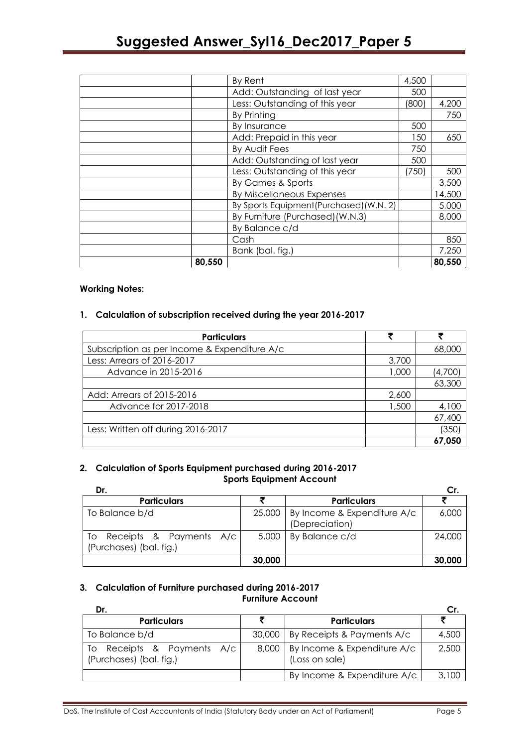| | | | | |
|---|---|---|---|---|
| | | By Rent | 4,500 | |
| | | Add: Outstanding of last year | 500 | |
| | | Less: Outstanding of this year | (800) | 4,200 |
| | | By Printing | | 750 |
| | | By Insurance | 500 | |
| | | Add: Prepaid in this year | 150 | 650 |
| | | By Audit Fees | 750 | |
| | | Add: Outstanding of last year | 500 | |
| | | Less: Outstanding of this year | (750) | 500 |
| | | By Games & Sports | | 3,500 |
| | | By Miscellaneous Expenses | | 14,500 |
| | | By Sports Equipment(Purchased)(W.N. 2) | | 5,000 |
| | | By Furniture (Purchased)(W.N.3) | | 8,000 |
| | | By Balance c/d | | |
| | | Cash | | 850 |
| | | Bank (bal. fig.) | | 7,250 |
| | 80,550 | | | 80,550 |

**Working Notes:**

**1. Calculation of subscription received during the year 2016-2017**

| Particulars | ₹ | ₹ |
|---|---|---|
| Subscription as per Income & Expenditure A/c | | 68,000 |
| Less: Arrears of 2016-2017 | 3,700 | |
| Advance in 2015-2016 | 1,000 | (4,700) |
| | | 63,300 |
| Add: Arrears of 2015-2016 | 2,600 | |
| Advance for 2017-2018 | 1,500 | 4,100 |
| | | 67,400 |
| Less: Written off during 2016-2017 | | (350) |
| | | **67,050** |

**2. Calculation of Sports Equipment purchased during 2016-2017**

**Sports Equipment Account**

Dr. Cr.

| Particulars | ₹ | Particulars | ₹ |
|---|---|---|---|
| To Balance b/d | 25,000 | By Income & Expenditure A/c (Depreciation) | 6,000 |
| To Receipts & Payments A/c (Purchases) (bal. fig.) | 5,000 | By Balance c/d | 24,000 |
| | **30,000** | | **30,000** |

**3. Calculation of Furniture purchased during 2016-2017**

**Furniture Account**

Dr. Cr.

| Particulars | ₹ | Particulars | ₹ |
|---|---|---|---|
| To Balance b/d | 30,000 | By Receipts & Payments A/c | 4,500 |
| To Receipts & Payments A/c (Purchases) (bal. fig.) | 8,000 | By Income & Expenditure A/c (Loss on sale) | 2,500 |
| | | By Income & Expenditure A/c | 3,100 |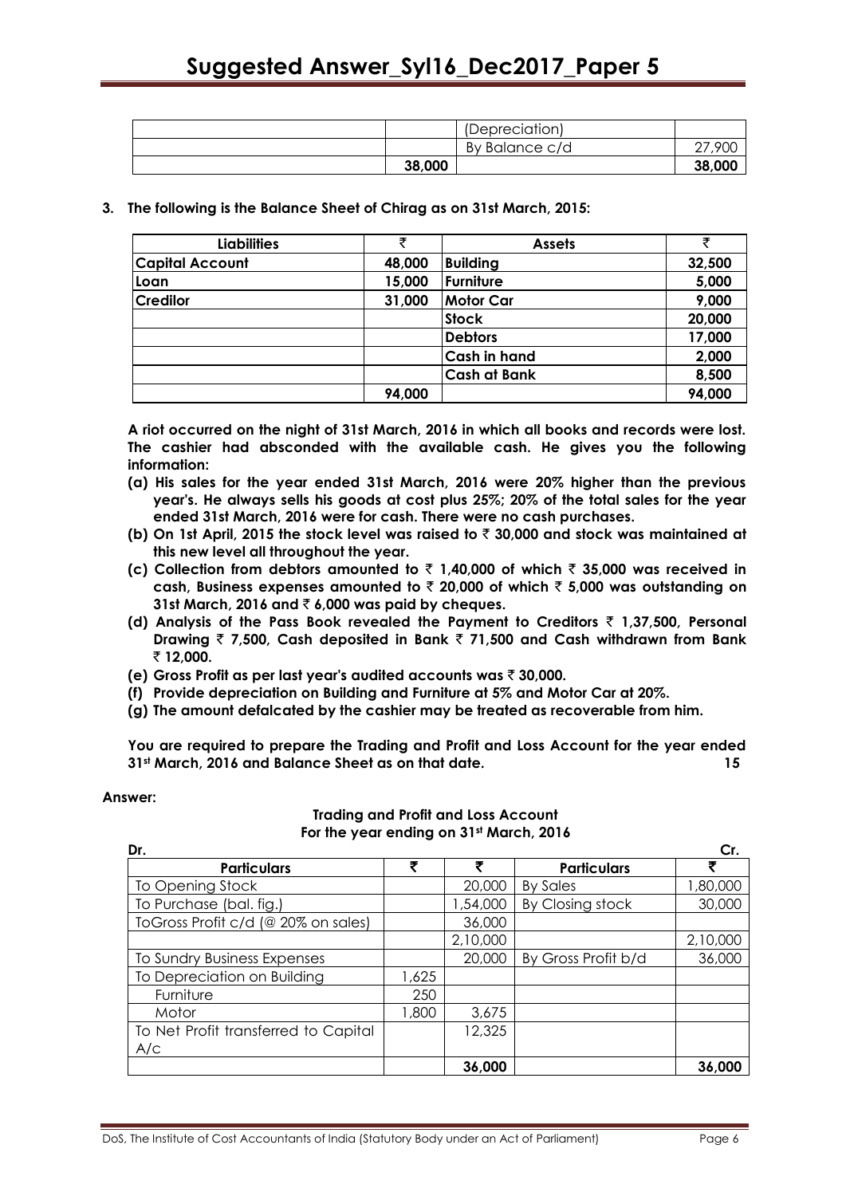|  |  | (Depreciation) |  |
|---|---|---|---|
|  |  | By Balance c/d | 27,900 |
|  | **38,000** |  | **38,000** |

**3. The following is the Balance Sheet of Chirag as on 31st March, 2015:**

| **Liabilities** | **₹** | **Assets** | **₹** |
|---|---|---|---|
| **Capital Account** | **48,000** | **Building** | **32,500** |
| **Loan** | **15,000** | **Furniture** | **5,000** |
| **Credilor** | **31,000** | **Motor Car** | **9,000** |
|  |  | **Stock** | **20,000** |
|  |  | **Debtors** | **17,000** |
|  |  | **Cash in hand** | **2,000** |
|  |  | **Cash at Bank** | **8,500** |
|  | **94,000** |  | **94,000** |

**A riot occurred on the night of 31st March, 2016 in which all books and records were lost. The cashier had absconded with the available cash. He gives you the following information:**

**(a) His sales for the year ended 31st March, 2016 were 20% higher than the previous year's. He always sells his goods at cost plus 25%; 20% of the total sales for the year ended 31st March, 2016 were for cash. There were no cash purchases.**

**(b) On 1st April, 2015 the stock level was raised to ₹ 30,000 and stock was maintained at this new level all throughout the year.**

**(c) Collection from debtors amounted to ₹ 1,40,000 of which ₹ 35,000 was received in cash, Business expenses amounted to ₹ 20,000 of which ₹ 5,000 was outstanding on 31st March, 2016 and ₹ 6,000 was paid by cheques.**

**(d) Analysis of the Pass Book revealed the Payment to Creditors ₹ 1,37,500, Personal Drawing ₹ 7,500, Cash deposited in Bank ₹ 71,500 and Cash withdrawn from Bank ₹ 12,000.**

**(e) Gross Profit as per last year's audited accounts was ₹ 30,000.**

**(f) Provide depreciation on Building and Furniture at 5% and Motor Car at 20%.**

**(g) The amount defalcated by the cashier may be treated as recoverable from him.**

**You are required to prepare the Trading and Profit and Loss Account for the year ended 31st March, 2016 and Balance Sheet as on that date. 15**

**Answer:**

**Trading and Profit and Loss Account**
**For the year ending on 31st March, 2016**

Dr. Cr.

| **Particulars** | **₹** | **₹** | **Particulars** | **₹** |
|---|---|---|---|---|
| To Opening Stock |  | 20,000 | By Sales | 1,80,000 |
| To Purchase (bal. fig.) |  | 1,54,000 | By Closing stock | 30,000 |
| ToGross Profit c/d (@ 20% on sales) |  | 36,000 |  |  |
|  |  | 2,10,000 |  | 2,10,000 |
| To Sundry Business Expenses |  | 20,000 | By Gross Profit b/d | 36,000 |
| To Depreciation on Building | 1,625 |  |  |  |
| Furniture | 250 |  |  |  |
| Motor | 1,800 | 3,675 |  |  |
| To Net Profit transferred to Capital A/c |  | 12,325 |  |  |
|  |  | **36,000** |  | **36,000** |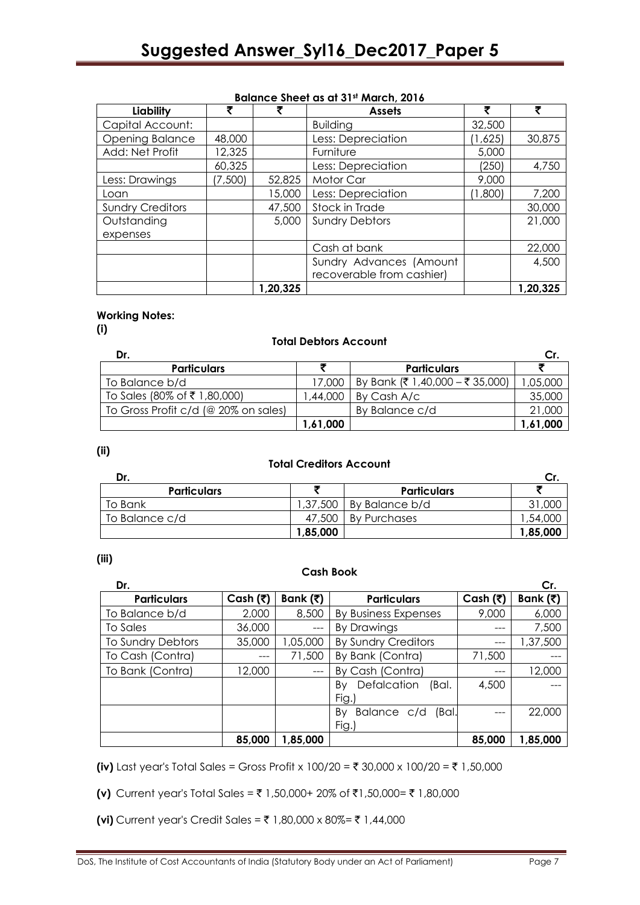**Balance Sheet as at 31st March, 2016**

| Liability | ₹ | ₹ | Assets | ₹ | ₹ |
|---|---|---|---|---|---|
| Capital Account: | | | Building | 32,500 | |
| Opening Balance | 48,000 | | Less: Depreciation | (1,625) | 30,875 |
| Add: Net Profit | 12,325 | | Furniture | 5,000 | |
| | 60,325 | | Less: Depreciation | (250) | 4,750 |
| Less: Drawings | (7,500) | 52,825 | Motor Car | 9,000 | |
| Loan | | 15,000 | Less: Depreciation | (1,800) | 7,200 |
| Sundry Creditors | | 47,500 | Stock in Trade | | 30,000 |
| Outstanding expenses | | 5,000 | Sundry Debtors | | 21,000 |
| | | | Cash at bank | | 22,000 |
| | | | Sundry Advances (Amount recoverable from cashier) | | 4,500 |
| | | **1,20,325** | | | **1,20,325** |

**Working Notes:**

**(i)**

**Total Debtors Account**

**Dr.** **Cr.**

| Particulars | ₹ | Particulars | ₹ |
|---|---|---|---|
| To Balance b/d | 17,000 | By Bank (₹ 1,40,000 – ₹ 35,000) | 1,05,000 |
| To Sales (80% of ₹ 1,80,000) | 1,44,000 | By Cash A/c | 35,000 |
| To Gross Profit c/d (@ 20% on sales) | | By Balance c/d | 21,000 |
| | **1,61,000** | | **1,61,000** |

**(ii)**

**Total Creditors Account**

**Dr.** **Cr.**

| Particulars | ₹ | Particulars | ₹ |
|---|---|---|---|
| To Bank | 1,37,500 | By Balance b/d | 31,000 |
| To Balance c/d | 47,500 | By Purchases | 1,54,000 |
| | **1,85,000** | | **1,85,000** |

**(iii)**

**Cash Book**

**Dr.** **Cr.**

| Particulars | Cash (₹) | Bank (₹) | Particulars | Cash (₹) | Bank (₹) |
|---|---|---|---|---|---|
| To Balance b/d | 2,000 | 8,500 | By Business Expenses | 9,000 | 6,000 |
| To Sales | 36,000 | --- | By Drawings | --- | 7,500 |
| To Sundry Debtors | 35,000 | 1,05,000 | By Sundry Creditors | --- | 1,37,500 |
| To Cash (Contra) | --- | 71,500 | By Bank (Contra) | 71,500 | --- |
| To Bank (Contra) | 12,000 | --- | By Cash (Contra) | --- | 12,000 |
| | | | By Defalcation (Bal. Fig.) | 4,500 | --- |
| | | | By Balance c/d (Bal. Fig.) | --- | 22,000 |
| | **85,000** | **1,85,000** | | **85,000** | **1,85,000** |

**(iv)** Last year's Total Sales = Gross Profit x 100/20 = ₹ 30,000 x 100/20 = ₹ 1,50,000

**(v)** Current year's Total Sales = ₹ 1,50,000+ 20% of ₹1,50,000= ₹ 1,80,000

**(vi)** Current year's Credit Sales = ₹ 1,80,000 x 80%= ₹ 1,44,000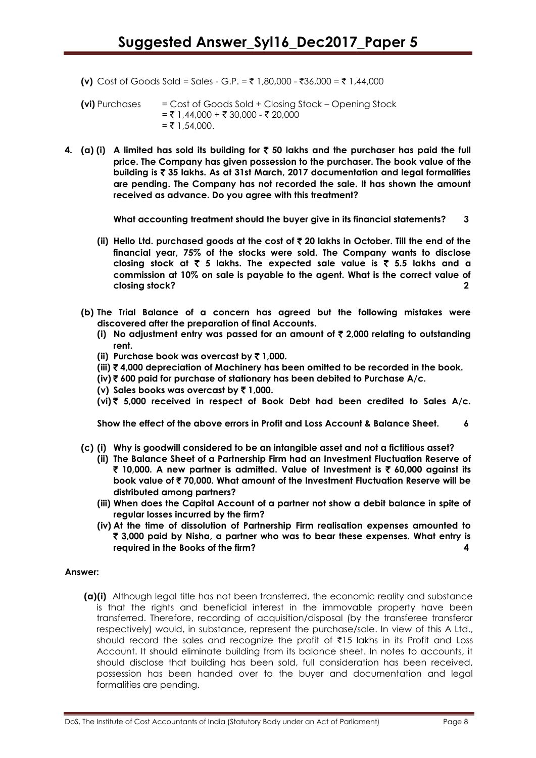**(v)** Cost of Goods Sold = Sales - G.P. = ₹ 1,80,000 - ₹36,000 = ₹ 1,44,000

**(vi)** Purchases = Cost of Goods Sold + Closing Stock – Opening Stock
= ₹ 1,44,000 + ₹ 30,000 - ₹ 20,000
= ₹ 1,54,000.

**4. (a) (i) A limited has sold its building for ₹ 50 lakhs and the purchaser has paid the full price. The Company has given possession to the purchaser. The book value of the building is ₹ 35 lakhs. As at 31st March, 2017 documentation and legal formalities are pending. The Company has not recorded the sale. It has shown the amount received as advance. Do you agree with this treatment?**

**What accounting treatment should the buyer give in its financial statements? 3**

**(ii) Hello Ltd. purchased goods at the cost of ₹ 20 lakhs in October. Till the end of the financial year, 75% of the stocks were sold. The Company wants to disclose closing stock at ₹ 5 lakhs. The expected sale value is ₹ 5.5 lakhs and a commission at 10% on sale is payable to the agent. What is the correct value of closing stock? 2**

**(b) The Trial Balance of a concern has agreed but the following mistakes were discovered after the preparation of final Accounts.**

**(i) No adjustment entry was passed for an amount of ₹ 2,000 relating to outstanding rent.**

**(ii) Purchase book was overcast by ₹ 1,000.**

**(iii) ₹ 4,000 depreciation of Machinery has been omitted to be recorded in the book.**

**(iv) ₹ 600 paid for purchase of stationary has been debited to Purchase A/c.**

**(v) Sales books was overcast by ₹ 1,000.**

**(vi) ₹ 5,000 received in respect of Book Debt had been credited to Sales A/c.**

**Show the effect of the above errors in Profit and Loss Account & Balance Sheet. 6**

**(c) (i) Why is goodwill considered to be an intangible asset and not a fictitious asset?**

**(ii) The Balance Sheet of a Partnership Firm had an Investment Fluctuation Reserve of ₹ 10,000. A new partner is admitted. Value of Investment is ₹ 60,000 against its book value of ₹ 70,000. What amount of the Investment Fluctuation Reserve will be distributed among partners?**

**(iii) When does the Capital Account of a partner not show a debit balance in spite of regular losses incurred by the firm?**

**(iv) At the time of dissolution of Partnership Firm realisation expenses amounted to ₹ 3,000 paid by Nisha, a partner who was to bear these expenses. What entry is required in the Books of the firm? 4**

**Answer:**

**(a)(i)** Although legal title has not been transferred, the economic reality and substance is that the rights and beneficial interest in the immovable property have been transferred. Therefore, recording of acquisition/disposal (by the transferee transferor respectively) would, in substance, represent the purchase/sale. In view of this A Ltd., should record the sales and recognize the profit of ₹15 lakhs in its Profit and Loss Account. It should eliminate building from its balance sheet. In notes to accounts, it should disclose that building has been sold, full consideration has been received, possession has been handed over to the buyer and documentation and legal formalities are pending.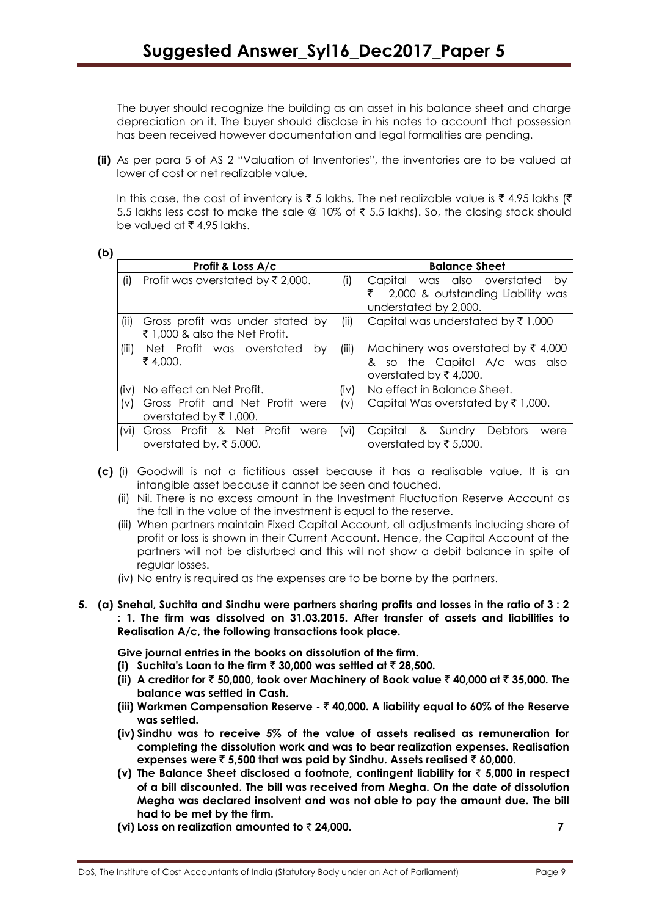The buyer should recognize the building as an asset in his balance sheet and charge depreciation on it. The buyer should disclose in his notes to account that possession has been received however documentation and legal formalities are pending.

**(ii)** As per para 5 of AS 2 "Valuation of Inventories", the inventories are to be valued at lower of cost or net realizable value.

In this case, the cost of inventory is ₹ 5 lakhs. The net realizable value is ₹ 4.95 lakhs (₹ 5.5 lakhs less cost to make the sale @ 10% of ₹ 5.5 lakhs). So, the closing stock should be valued at ₹ 4.95 lakhs.

**(b)**

| | Profit & Loss A/c | | Balance Sheet |
|---|---|---|---|
| (i) | Profit was overstated by ₹ 2,000. | (i) | Capital was also overstated by ₹ 2,000 & outstanding Liability was understated by 2,000. |
| (ii) | Gross profit was under stated by ₹ 1,000 & also the Net Profit. | (ii) | Capital was understated by ₹ 1,000 |
| (iii) | Net Profit was overstated by ₹ 4,000. | (iii) | Machinery was overstated by ₹ 4,000 & so the Capital A/c was also overstated by ₹ 4,000. |
| (iv) | No effect on Net Profit. | (iv) | No effect in Balance Sheet. |
| (v) | Gross Profit and Net Profit were overstated by ₹ 1,000. | (v) | Capital Was overstated by ₹ 1,000. |
| (vi) | Gross Profit & Net Profit were overstated by, ₹ 5,000. | (vi) | Capital & Sundry Debtors were overstated by ₹ 5,000. |

**(c)** (i) Goodwill is not a fictitious asset because it has a realisable value. It is an intangible asset because it cannot be seen and touched.

(ii) Nil. There is no excess amount in the Investment Fluctuation Reserve Account as the fall in the value of the investment is equal to the reserve.

(iii) When partners maintain Fixed Capital Account, all adjustments including share of profit or loss is shown in their Current Account. Hence, the Capital Account of the partners will not be disturbed and this will not show a debit balance in spite of regular losses.

(iv) No entry is required as the expenses are to be borne by the partners.

**5. (a) Snehal, Suchita and Sindhu were partners sharing profits and losses in the ratio of 3 : 2 : 1. The firm was dissolved on 31.03.2015. After transfer of assets and liabilities to Realisation A/c, the following transactions took place.**

**Give journal entries in the books on dissolution of the firm.**

**(i) Suchita's Loan to the firm ₹ 30,000 was settled at ₹ 28,500.**

**(ii) A creditor for ₹ 50,000, took over Machinery of Book value ₹ 40,000 at ₹ 35,000. The balance was settled in Cash.**

**(iii) Workmen Compensation Reserve - ₹ 40,000. A liability equal to 60% of the Reserve was settled.**

**(iv) Sindhu was to receive 5% of the value of assets realised as remuneration for completing the dissolution work and was to bear realization expenses. Realisation expenses were ₹ 5,500 that was paid by Sindhu. Assets realised ₹ 60,000.**

**(v) The Balance Sheet disclosed a footnote, contingent liability for ₹ 5,000 in respect of a bill discounted. The bill was received from Megha. On the date of dissolution Megha was declared insolvent and was not able to pay the amount due. The bill had to be met by the firm.**

**(vi) Loss on realization amounted to ₹ 24,000.** **7**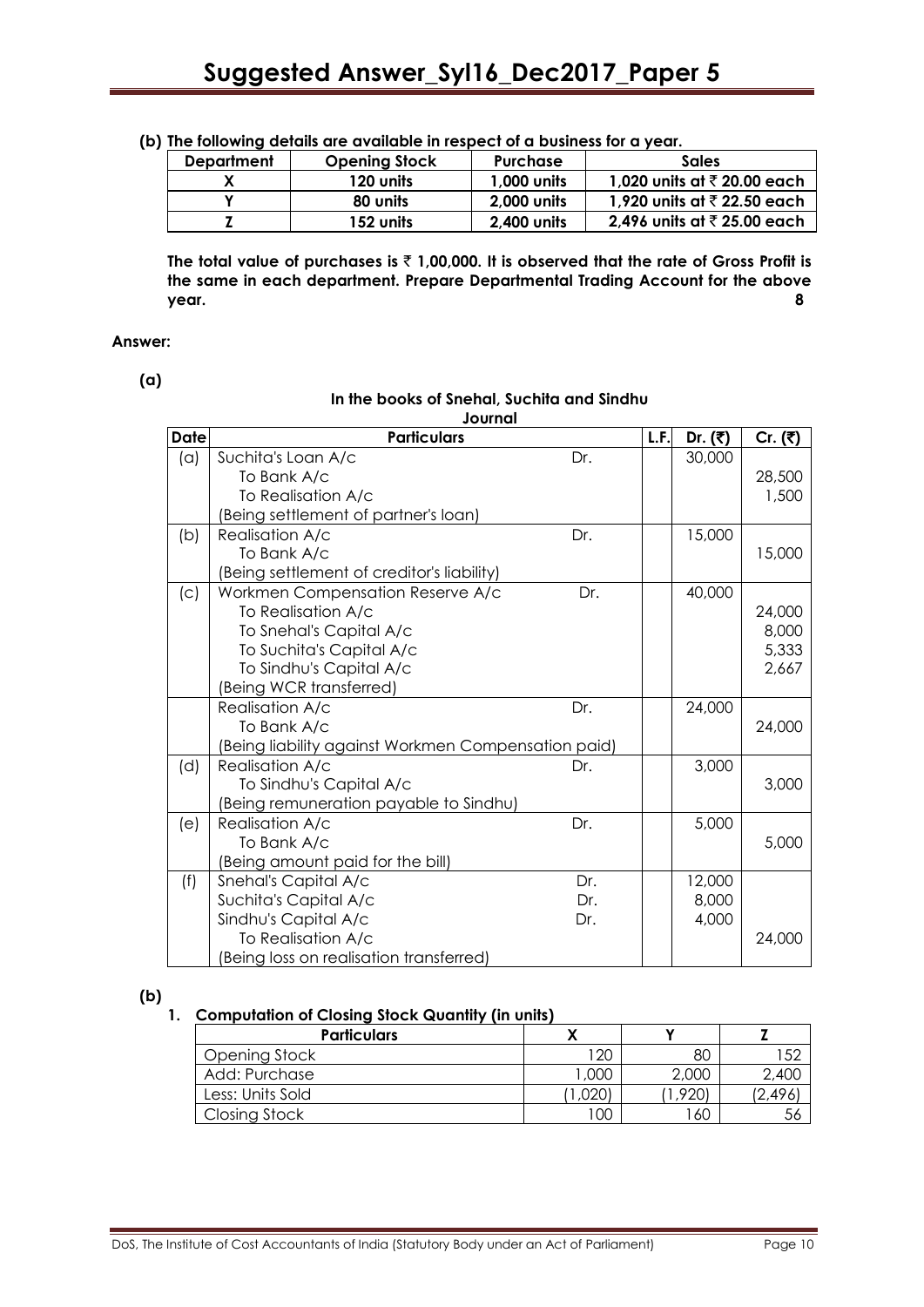**(b) The following details are available in respect of a business for a year.**

| Department | Opening Stock | Purchase | Sales |
|---|---|---|---|
| X | 120 units | 1,000 units | 1,020 units at ₹ 20.00 each |
| Y | 80 units | 2,000 units | 1,920 units at ₹ 22.50 each |
| Z | 152 units | 2,400 units | 2,496 units at ₹ 25.00 each |

**The total value of purchases is ₹ 1,00,000. It is observed that the rate of Gross Profit is the same in each department. Prepare Departmental Trading Account for the above year.** **8**

**Answer:**

**(a)**

**In the books of Snehal, Suchita and Sindhu**

**Journal**

| Date | Particulars | | L.F. | Dr. (₹) | Cr. (₹) |
|---|---|---|---|---|---|
| (a) | Suchita's Loan A/c | Dr. | | 30,000 | |
| | To Bank A/c | | | | 28,500 |
| | To Realisation A/c | | | | 1,500 |
| | (Being settlement of partner's loan) | | | | |
| (b) | Realisation A/c | Dr. | | 15,000 | |
| | To Bank A/c | | | | 15,000 |
| | (Being settlement of creditor's liability) | | | | |
| (c) | Workmen Compensation Reserve A/c | Dr. | | 40,000 | |
| | To Realisation A/c | | | | 24,000 |
| | To Snehal's Capital A/c | | | | 8,000 |
| | To Suchita's Capital A/c | | | | 5,333 |
| | To Sindhu's Capital A/c | | | | 2,667 |
| | (Being WCR transferred) | | | | |
| | Realisation A/c | Dr. | | 24,000 | |
| | To Bank A/c | | | | 24,000 |
| | (Being liability against Workmen Compensation paid) | | | | |
| (d) | Realisation A/c | Dr. | | 3,000 | |
| | To Sindhu's Capital A/c | | | | 3,000 |
| | (Being remuneration payable to Sindhu) | | | | |
| (e) | Realisation A/c | Dr. | | 5,000 | |
| | To Bank A/c | | | | 5,000 |
| | (Being amount paid for the bill) | | | | |
| (f) | Snehal's Capital A/c | Dr. | | 12,000 | |
| | Suchita's Capital A/c | Dr. | | 8,000 | |
| | Sindhu's Capital A/c | Dr. | | 4,000 | |
| | To Realisation A/c | | | | 24,000 |
| | (Being loss on realisation transferred) | | | | |

**(b)**

**1. Computation of Closing Stock Quantity (in units)**

| Particulars | X | Y | Z |
|---|---|---|---|
| Opening Stock | 120 | 80 | 152 |
| Add: Purchase | 1,000 | 2,000 | 2,400 |
| Less: Units Sold | (1,020) | (1,920) | (2,496) |
| Closing Stock | 100 | 160 | 56 |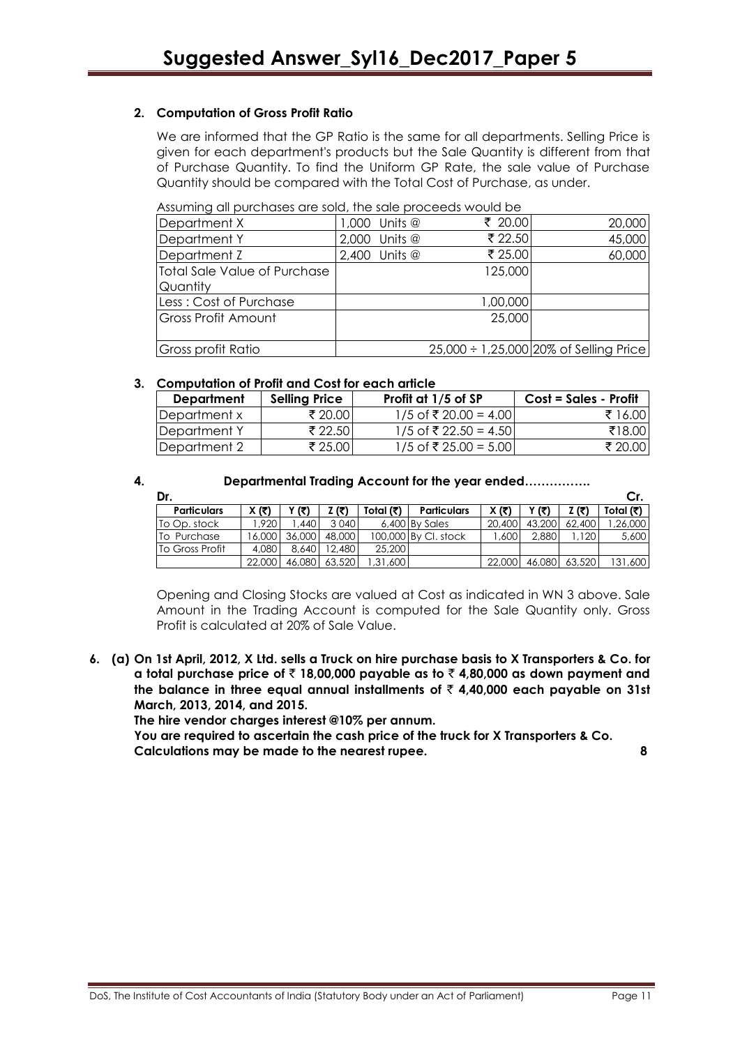**2. Computation of Gross Profit Ratio**

We are informed that the GP Ratio is the same for all departments. Selling Price is given for each department's products but the Sale Quantity is different from that of Purchase Quantity. To find the Uniform GP Rate, the sale value of Purchase Quantity should be compared with the Total Cost of Purchase, as under.

Assuming all purchases are sold, the sale proceeds would be

| | | | |
|---|---|---|---|
| Department X | 1,000 Units @ | ₹ 20.00 | 20,000 |
| Department Y | 2,000 Units @ | ₹ 22.50 | 45,000 |
| Department Z | 2,400 Units @ | ₹ 25.00 | 60,000 |
| Total Sale Value of Purchase Quantity | | 125,000 | |
| Less : Cost of Purchase | | 1,00,000 | |
| Gross Profit Amount | | 25,000 | |
| Gross profit Ratio | | 25,000 ÷ 1,25,000 | 20% of Selling Price |

**3. Computation of Profit and Cost for each article**

| Department | Selling Price | Profit at 1/5 of SP | Cost = Sales - Profit |
|---|---|---|---|
| Department x | ₹ 20.00 | 1/5 of ₹ 20.00 = 4.00 | ₹ 16.00 |
| Department Y | ₹ 22.50 | 1/5 of ₹ 22.50 = 4.50 | ₹18.00 |
| Department 2 | ₹ 25.00 | 1/5 of ₹ 25.00 = 5.00 | ₹ 20.00 |

**4. Departmental Trading Account for the year ended…………….**

| Dr. | | | | | | | | | Cr. |
|---|---|---|---|---|---|---|---|---|---|
| **Particulars** | **X (₹)** | **Y (₹)** | **Z (₹)** | **Total (₹)** | **Particulars** | **X (₹)** | **Y (₹)** | **Z (₹)** | **Total (₹)** |
| To Op. stock | 1,920 | 1,440 | 3 040 | 6,400 | By Sales | 20,400 | 43,200 | 62,400 | 1,26,000 |
| To Purchase | 16,000 | 36,000 | 48,000 | 100,000 | By Cl. stock | 1,600 | 2,880 | 1,120 | 5,600 |
| To Gross Profit | 4,080 | 8,640 | 12,480 | 25,200 | | | | | |
| | 22,000 | 46,080 | 63,520 | 1,31,600 | | 22,000 | 46,080 | 63,520 | 131,600 |

Opening and Closing Stocks are valued at Cost as indicated in WN 3 above. Sale Amount in the Trading Account is computed for the Sale Quantity only. Gross Profit is calculated at 20% of Sale Value.

**6. (a) On 1st April, 2012, X Ltd. sells a Truck on hire purchase basis to X Transporters & Co. for a total purchase price of ₹ 18,00,000 payable as to ₹ 4,80,000 as down payment and the balance in three equal annual installments of ₹ 4,40,000 each payable on 31st March, 2013, 2014, and 2015.**
**The hire vendor charges interest @10% per annum.**
**You are required to ascertain the cash price of the truck for X Transporters & Co. Calculations may be made to the nearest rupee.** **8**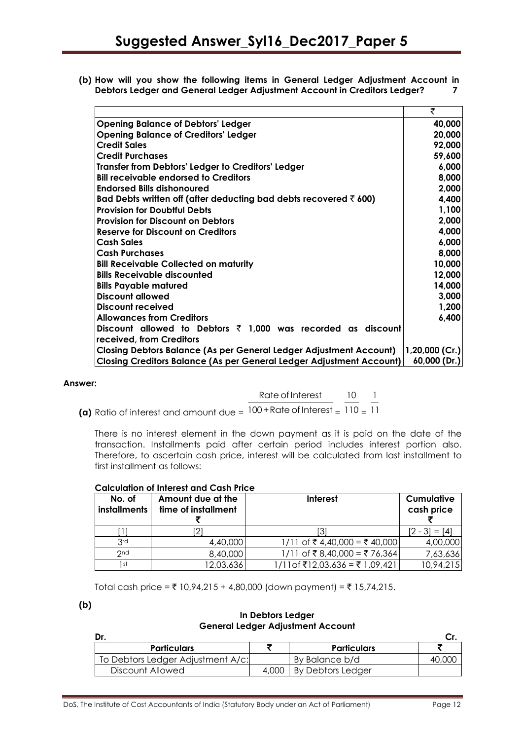**(b) How will you show the following items in General Ledger Adjustment Account in Debtors Ledger and General Ledger Adjustment Account in Creditors Ledger? 7**

| | ₹ |
|---|---:|
| **Opening Balance of Debtors' Ledger** | **40,000** |
| **Opening Balance of Creditors' Ledger** | **20,000** |
| **Credit Sales** | **92,000** |
| **Credit Purchases** | **59,600** |
| **Transfer from Debtors' Ledger to Creditors' Ledger** | **6,000** |
| **Bill receivable endorsed to Creditors** | **8,000** |
| **Endorsed Bills dishonoured** | **2,000** |
| **Bad Debts written off (after deducting bad debts recovered ₹ 600)** | **4,400** |
| **Provision for Doubtful Debts** | **1,100** |
| **Provision for Discount on Debtors** | **2,000** |
| **Reserve for Discount on Creditors** | **4,000** |
| **Cash Sales** | **6,000** |
| **Cash Purchases** | **8,000** |
| **Bill Receivable Collected on maturity** | **10,000** |
| **Bills Receivable discounted** | **12,000** |
| **Bills Payable matured** | **14,000** |
| **Discount allowed** | **3,000** |
| **Discount received** | **1,200** |
| **Allowances from Creditors** | **6,400** |
| **Discount allowed to Debtors ₹ 1,000 was recorded as discount received, from Creditors** | |
| **Closing Debtors Balance (As per General Ledger Adjustment Account)** | **1,20,000 (Cr.)** |
| **Closing Creditors Balance (As per General Ledger Adjustment Account)** | **60,000 (Dr.)** |

**Answer:**

**(a)** Ratio of interest and amount due = $\frac{\text{Rate of Interest}}{100 + \text{Rate of Interest}} = \frac{10}{110} = \frac{1}{11}$

There is no interest element in the down payment as it is paid on the date of the transaction. Installments paid after certain period includes interest portion also. Therefore, to ascertain cash price, interest will be calculated from last installment to first installment as follows:

**Calculation of Interest and Cash Price**

| No. of installments | Amount due at the time of installment ₹ | Interest | Cumulative cash price ₹ |
|---|---:|---:|---:|
| [1] | [2] | [3] | [2 - 3] = [4] |
| 3rd | 4,40,000 | 1/11 of ₹ 4,40,000 = ₹ 40,000 | 4,00,000 |
| 2nd | 8,40,000 | 1/11 of ₹ 8,40,000 = ₹ 76,364 | 7,63,636 |
| 1st | 12,03,636 | 1/11of ₹12,03,636 = ₹ 1,09,421 | 10,94,215 |

Total cash price = ₹ 10,94,215 + 4,80,000 (down payment) = ₹ 15,74,215.

**(b)**

**In Debtors Ledger**
**General Ledger Adjustment Account**

| Dr. | | | Cr. |
|---|---:|---|---:|
| **Particulars** | **₹** | **Particulars** | **₹** |
| To Debtors Ledger Adjustment A/c: | | By Balance b/d | 40,000 |
| Discount Allowed | 4,000 | By Debtors Ledger | |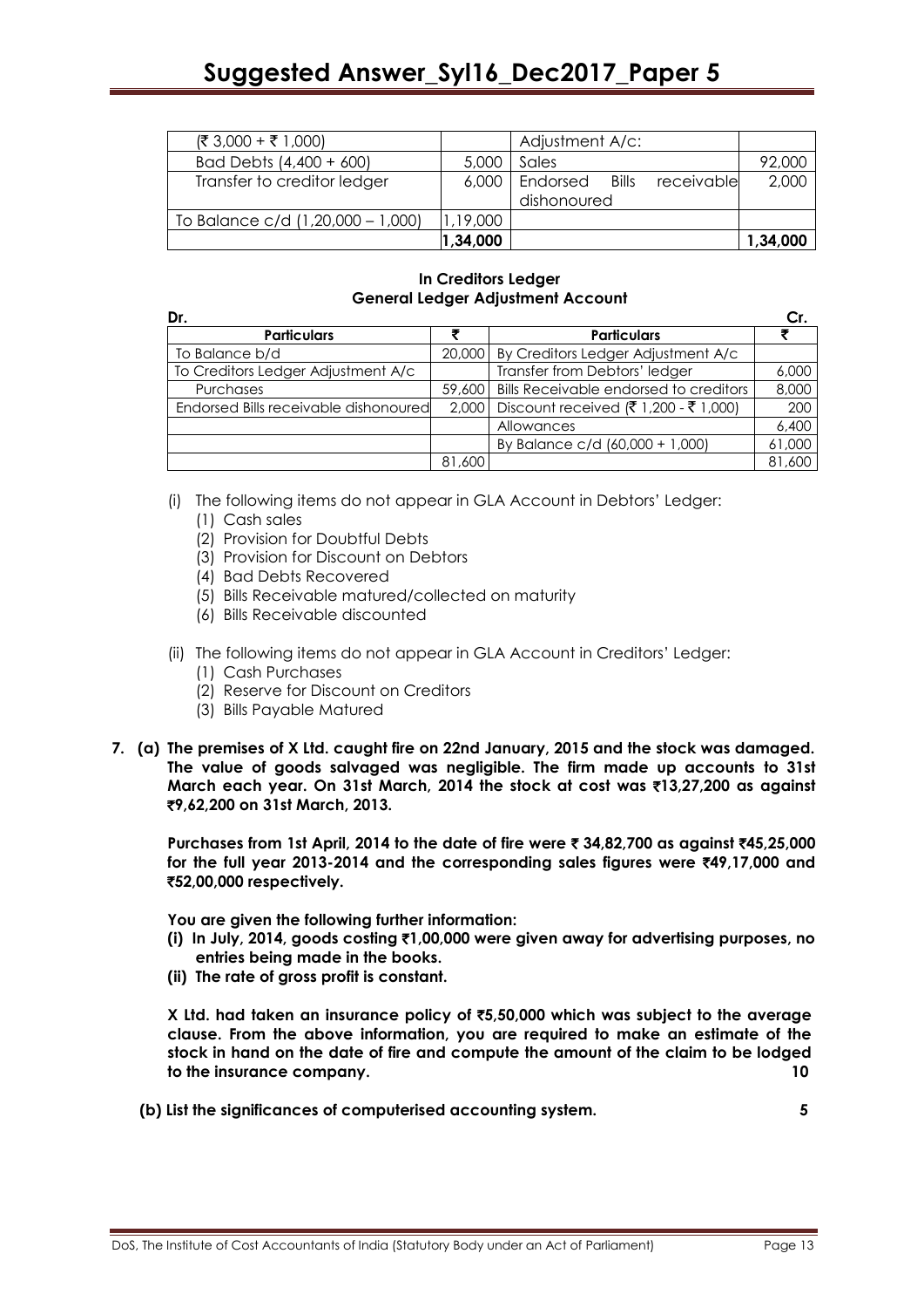| | | | |
|---|---|---|---|
| (₹ 3,000 + ₹ 1,000) | | Adjustment A/c: | |
| Bad Debts (4,400 + 600) | 5,000 | Sales | 92,000 |
| Transfer to creditor ledger | 6,000 | Endorsed Bills receivable dishonoured | 2,000 |
| To Balance c/d (1,20,000 – 1,000) | 1,19,000 | | |
| | **1,34,000** | | **1,34,000** |

**In Creditors Ledger**
**General Ledger Adjustment Account**

**Dr.** **Cr.**

| Particulars | ₹ | Particulars | ₹ |
|---|---|---|---|
| To Balance b/d | 20,000 | By Creditors Ledger Adjustment A/c | |
| To Creditors Ledger Adjustment A/c | | Transfer from Debtors' ledger | 6,000 |
| Purchases | 59,600 | Bills Receivable endorsed to creditors | 8,000 |
| Endorsed Bills receivable dishonoured | 2,000 | Discount received (₹ 1,200 - ₹ 1,000) | 200 |
| | | Allowances | 6,400 |
| | | By Balance c/d (60,000 + 1,000) | 61,000 |
| | 81,600 | | 81,600 |

(i) The following items do not appear in GLA Account in Debtors' Ledger:
   (1) Cash sales
   (2) Provision for Doubtful Debts
   (3) Provision for Discount on Debtors
   (4) Bad Debts Recovered
   (5) Bills Receivable matured/collected on maturity
   (6) Bills Receivable discounted

(ii) The following items do not appear in GLA Account in Creditors' Ledger:
   (1) Cash Purchases
   (2) Reserve for Discount on Creditors
   (3) Bills Payable Matured

**7. (a) The premises of X Ltd. caught fire on 22nd January, 2015 and the stock was damaged. The value of goods salvaged was negligible. The firm made up accounts to 31st March each year. On 31st March, 2014 the stock at cost was ₹13,27,200 as against ₹9,62,200 on 31st March, 2013.**

**Purchases from 1st April, 2014 to the date of fire were ₹ 34,82,700 as against ₹45,25,000 for the full year 2013-2014 and the corresponding sales figures were ₹49,17,000 and ₹52,00,000 respectively.**

**You are given the following further information:**
**(i) In July, 2014, goods costing ₹1,00,000 were given away for advertising purposes, no entries being made in the books.**
**(ii) The rate of gross profit is constant.**

**X Ltd. had taken an insurance policy of ₹5,50,000 which was subject to the average clause. From the above information, you are required to make an estimate of the stock in hand on the date of fire and compute the amount of the claim to be lodged to the insurance company.** **10**

**(b) List the significances of computerised accounting system.** **5**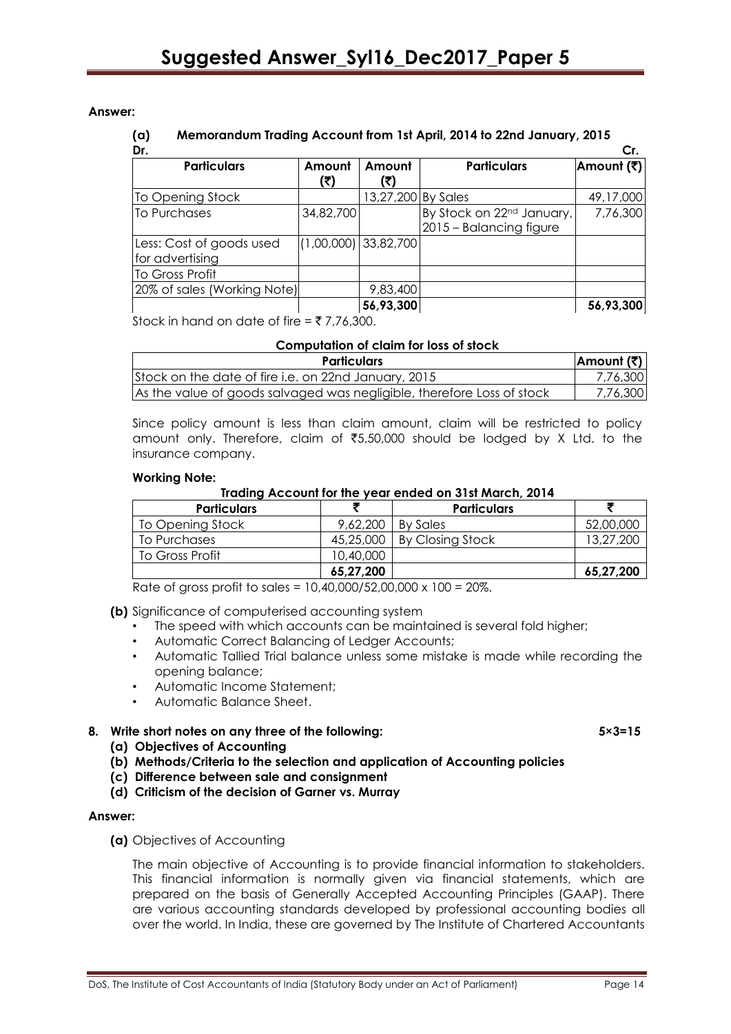**Answer:**

**(a) Memorandum Trading Account from 1st April, 2014 to 22nd January, 2015**

Dr. Cr.

| Particulars | Amount (₹) | Amount (₹) | Particulars | Amount (₹) |
|---|---|---|---|---|
| To Opening Stock | | 13,27,200 | By Sales | 49,17,000 |
| To Purchases | 34,82,700 | | By Stock on 22nd January, 2015 – Balancing figure | 7,76,300 |
| Less: Cost of goods used for advertising | (1,00,000) | 33,82,700 | | |
| To Gross Profit | | | | |
| 20% of sales (Working Note) | | 9,83,400 | | |
| | | **56,93,300** | | **56,93,300** |

Stock in hand on date of fire = ₹ 7,76,300.

**Computation of claim for loss of stock**

| Particulars | Amount (₹) |
|---|---|
| Stock on the date of fire i.e. on 22nd January, 2015 | 7,76,300 |
| As the value of goods salvaged was negligible, therefore Loss of stock | 7,76,300 |

Since policy amount is less than claim amount, claim will be restricted to policy amount only. Therefore, claim of ₹5,50,000 should be lodged by X Ltd. to the insurance company.

**Working Note:**

**Trading Account for the year ended on 31st March, 2014**

| Particulars | ₹ | Particulars | ₹ |
|---|---|---|---|
| To Opening Stock | 9,62,200 | By Sales | 52,00,000 |
| To Purchases | 45,25,000 | By Closing Stock | 13,27,200 |
| To Gross Profit | 10,40,000 | | |
| | **65,27,200** | | **65,27,200** |

Rate of gross profit to sales = 10,40,000/52,00,000 x 100 = 20%.

**(b)** Significance of computerised accounting system

- The speed with which accounts can be maintained is several fold higher;
- Automatic Correct Balancing of Ledger Accounts;
- Automatic Tallied Trial balance unless some mistake is made while recording the opening balance;
- Automatic Income Statement;
- Automatic Balance Sheet.

**8. Write short notes on any three of the following: 5×3=15**

**(a) Objectives of Accounting**

**(b) Methods/Criteria to the selection and application of Accounting policies**

**(c) Difference between sale and consignment**

**(d) Criticism of the decision of Garner vs. Murray**

**Answer:**

**(a)** Objectives of Accounting

The main objective of Accounting is to provide financial information to stakeholders. This financial information is normally given via financial statements, which are prepared on the basis of Generally Accepted Accounting Principles (GAAP). There are various accounting standards developed by professional accounting bodies all over the world. In India, these are governed by The Institute of Chartered Accountants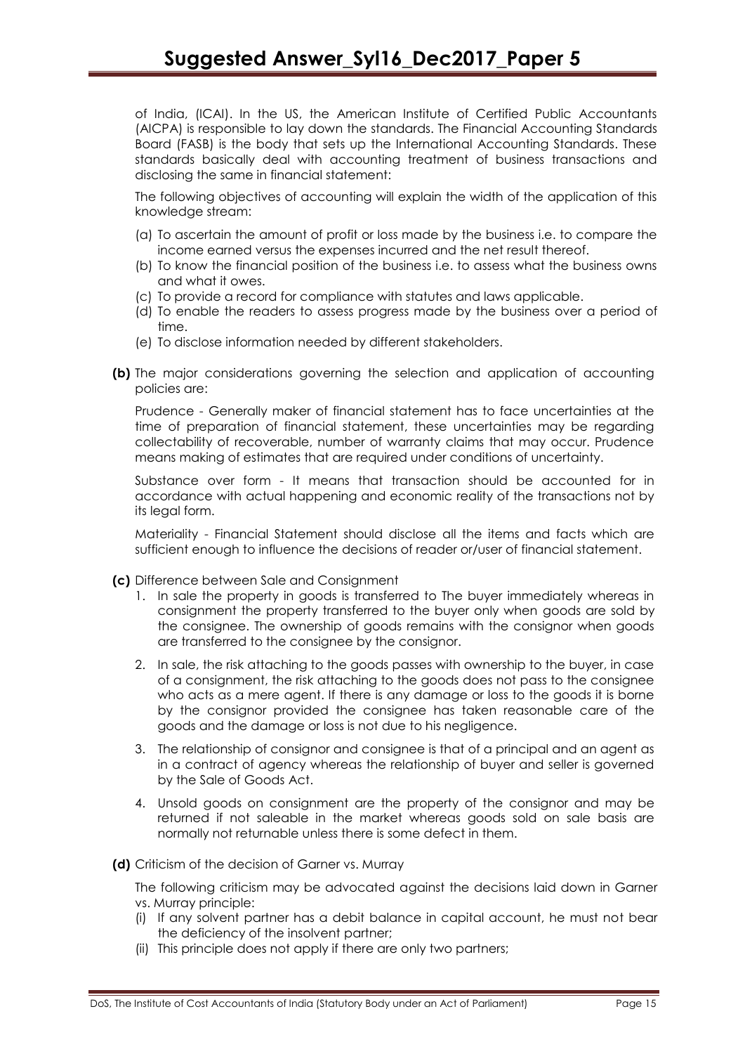of India, (ICAI). In the US, the American Institute of Certified Public Accountants (AICPA) is responsible to lay down the standards. The Financial Accounting Standards Board (FASB) is the body that sets up the International Accounting Standards. These standards basically deal with accounting treatment of business transactions and disclosing the same in financial statement:

The following objectives of accounting will explain the width of the application of this knowledge stream:

(a) To ascertain the amount of profit or loss made by the business i.e. to compare the income earned versus the expenses incurred and the net result thereof.
(b) To know the financial position of the business i.e. to assess what the business owns and what it owes.
(c) To provide a record for compliance with statutes and laws applicable.
(d) To enable the readers to assess progress made by the business over a period of time.
(e) To disclose information needed by different stakeholders.

**(b)** The major considerations governing the selection and application of accounting policies are:

Prudence - Generally maker of financial statement has to face uncertainties at the time of preparation of financial statement, these uncertainties may be regarding collectability of recoverable, number of warranty claims that may occur. Prudence means making of estimates that are required under conditions of uncertainty.

Substance over form - It means that transaction should be accounted for in accordance with actual happening and economic reality of the transactions not by its legal form.

Materiality - Financial Statement should disclose all the items and facts which are sufficient enough to influence the decisions of reader or/user of financial statement.

**(c)** Difference between Sale and Consignment

1. In sale the property in goods is transferred to The buyer immediately whereas in consignment the property transferred to the buyer only when goods are sold by the consignee. The ownership of goods remains with the consignor when goods are transferred to the consignee by the consignor.

2. In sale, the risk attaching to the goods passes with ownership to the buyer, in case of a consignment, the risk attaching to the goods does not pass to the consignee who acts as a mere agent. If there is any damage or loss to the goods it is borne by the consignor provided the consignee has taken reasonable care of the goods and the damage or loss is not due to his negligence.

3. The relationship of consignor and consignee is that of a principal and an agent as in a contract of agency whereas the relationship of buyer and seller is governed by the Sale of Goods Act.

4. Unsold goods on consignment are the property of the consignor and may be returned if not saleable in the market whereas goods sold on sale basis are normally not returnable unless there is some defect in them.

**(d)** Criticism of the decision of Garner vs. Murray

The following criticism may be advocated against the decisions laid down in Garner vs. Murray principle:

(i) If any solvent partner has a debit balance in capital account, he must not bear the deficiency of the insolvent partner;
(ii) This principle does not apply if there are only two partners;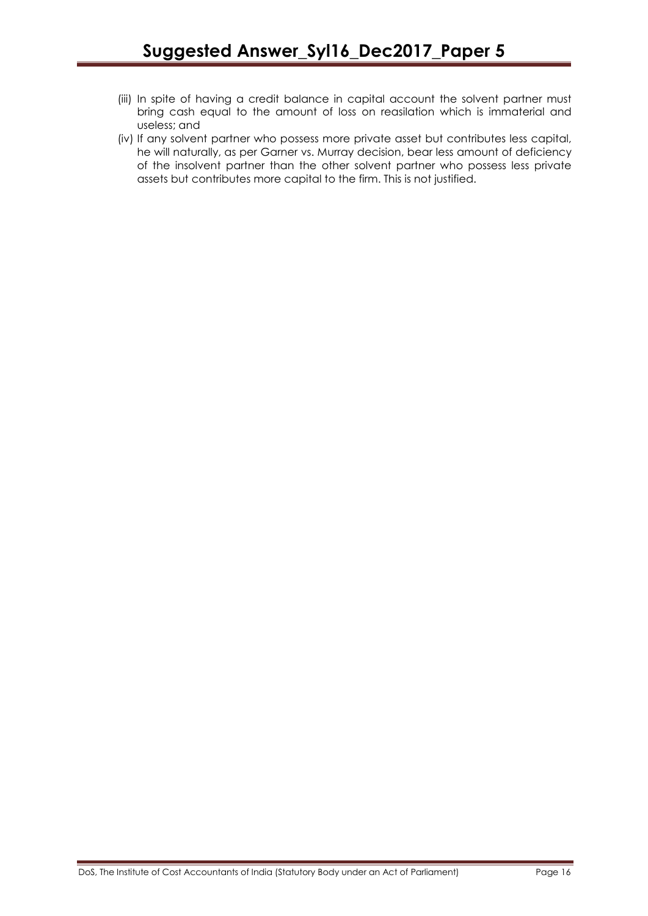(iii) In spite of having a credit balance in capital account the solvent partner must bring cash equal to the amount of loss on reasilation which is immaterial and useless; and

(iv) If any solvent partner who possess more private asset but contributes less capital, he will naturally, as per Garner vs. Murray decision, bear less amount of deficiency of the insolvent partner than the other solvent partner who possess less private assets but contributes more capital to the firm. This is not justified.